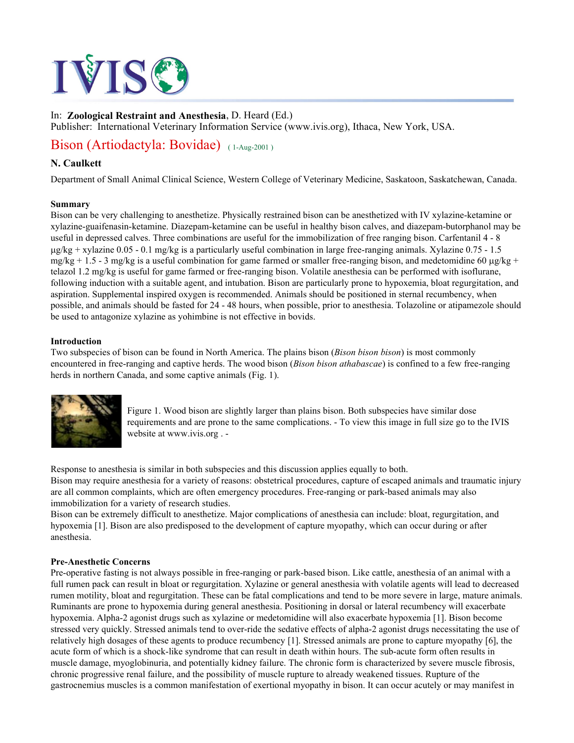In: **Zoological Restraint and Anesthesia**, D. Heard (Ed.)
Publisher: International Veterinary Information Service (www.ivis.org), Ithaca, New York, USA.

# Bison (Artiodactyla: Bovidae) ( 1-Aug-2001 )

**N. Caulkett**

Department of Small Animal Clinical Science, Western College of Veterinary Medicine, Saskatoon, Saskatchewan, Canada.

**Summary**

Bison can be very challenging to anesthetize. Physically restrained bison can be anesthetized with IV xylazine-ketamine or xylazine-guaifenasin-ketamine. Diazepam-ketamine can be useful in healthy bison calves, and diazepam-butorphanol may be useful in depressed calves. Three combinations are useful for the immobilization of free ranging bison. Carfentanil 4 - 8 µg/kg + xylazine 0.05 - 0.1 mg/kg is a particularly useful combination in large free-ranging animals. Xylazine 0.75 - 1.5 mg/kg + 1.5 - 3 mg/kg is a useful combination for game farmed or smaller free-ranging bison, and medetomidine 60 µg/kg + telazol 1.2 mg/kg is useful for game farmed or free-ranging bison. Volatile anesthesia can be performed with isoflurane, following induction with a suitable agent, and intubation. Bison are particularly prone to hypoxemia, bloat regurgitation, and aspiration. Supplemental inspired oxygen is recommended. Animals should be positioned in sternal recumbency, when possible, and animals should be fasted for 24 - 48 hours, when possible, prior to anesthesia. Tolazoline or atipamezole should be used to antagonize xylazine as yohimbine is not effective in bovids.

**Introduction**

Two subspecies of bison can be found in North America. The plains bison (*Bison bison bison*) is most commonly encountered in free-ranging and captive herds. The wood bison (*Bison bison athabascae*) is confined to a few free-ranging herds in northern Canada, and some captive animals (Fig. 1).

Figure 1. Wood bison are slightly larger than plains bison. Both subspecies have similar dose requirements and are prone to the same complications. - To view this image in full size go to the IVIS website at www.ivis.org . -

Response to anesthesia is similar in both subspecies and this discussion applies equally to both.

Bison may require anesthesia for a variety of reasons: obstetrical procedures, capture of escaped animals and traumatic injury are all common complaints, which are often emergency procedures. Free-ranging or park-based animals may also immobilization for a variety of research studies.

Bison can be extremely difficult to anesthetize. Major complications of anesthesia can include: bloat, regurgitation, and hypoxemia [1]. Bison are also predisposed to the development of capture myopathy, which can occur during or after anesthesia.

**Pre-Anesthetic Concerns**

Pre-operative fasting is not always possible in free-ranging or park-based bison. Like cattle, anesthesia of an animal with a full rumen pack can result in bloat or regurgitation. Xylazine or general anesthesia with volatile agents will lead to decreased rumen motility, bloat and regurgitation. These can be fatal complications and tend to be more severe in large, mature animals. Ruminants are prone to hypoxemia during general anesthesia. Positioning in dorsal or lateral recumbency will exacerbate hypoxemia. Alpha-2 agonist drugs such as xylazine or medetomidine will also exacerbate hypoxemia [1]. Bison become stressed very quickly. Stressed animals tend to over-ride the sedative effects of alpha-2 agonist drugs necessitating the use of relatively high dosages of these agents to produce recumbency [1]. Stressed animals are prone to capture myopathy [6], the acute form of which is a shock-like syndrome that can result in death within hours. The sub-acute form often results in muscle damage, myoglobinuria, and potentially kidney failure. The chronic form is characterized by severe muscle fibrosis, chronic progressive renal failure, and the possibility of muscle rupture to already weakened tissues. Rupture of the gastrocnemius muscles is a common manifestation of exertional myopathy in bison. It can occur acutely or may manifest in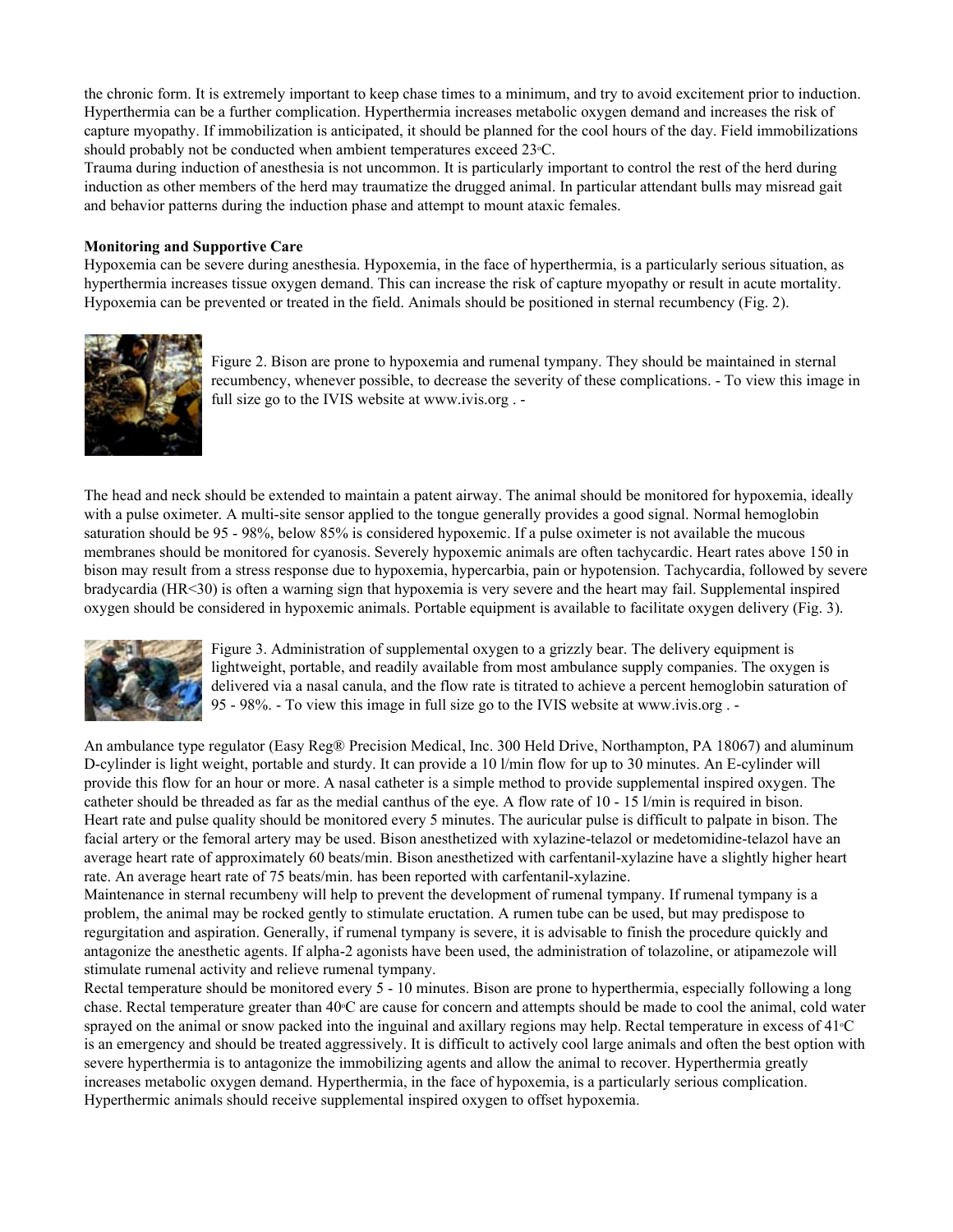the chronic form. It is extremely important to keep chase times to a minimum, and try to avoid excitement prior to induction. Hyperthermia can be a further complication. Hyperthermia increases metabolic oxygen demand and increases the risk of capture myopathy. If immobilization is anticipated, it should be planned for the cool hours of the day. Field immobilizations should probably not be conducted when ambient temperatures exceed 23°C.

Trauma during induction of anesthesia is not uncommon. It is particularly important to control the rest of the herd during induction as other members of the herd may traumatize the drugged animal. In particular attendant bulls may misread gait and behavior patterns during the induction phase and attempt to mount ataxic females.

**Monitoring and Supportive Care**

Hypoxemia can be severe during anesthesia. Hypoxemia, in the face of hyperthermia, is a particularly serious situation, as hyperthermia increases tissue oxygen demand. This can increase the risk of capture myopathy or result in acute mortality. Hypoxemia can be prevented or treated in the field. Animals should be positioned in sternal recumbency (Fig. 2).

Figure 2. Bison are prone to hypoxemia and rumenal tympany. They should be maintained in sternal recumbency, whenever possible, to decrease the severity of these complications. - To view this image in full size go to the IVIS website at www.ivis.org . -

The head and neck should be extended to maintain a patent airway. The animal should be monitored for hypoxemia, ideally with a pulse oximeter. A multi-site sensor applied to the tongue generally provides a good signal. Normal hemoglobin saturation should be 95 - 98%, below 85% is considered hypoxemic. If a pulse oximeter is not available the mucous membranes should be monitored for cyanosis. Severely hypoxemic animals are often tachycardic. Heart rates above 150 in bison may result from a stress response due to hypoxemia, hypercarbia, pain or hypotension. Tachycardia, followed by severe bradycardia (HR<30) is often a warning sign that hypoxemia is very severe and the heart may fail. Supplemental inspired oxygen should be considered in hypoxemic animals. Portable equipment is available to facilitate oxygen delivery (Fig. 3).

Figure 3. Administration of supplemental oxygen to a grizzly bear. The delivery equipment is lightweight, portable, and readily available from most ambulance supply companies. The oxygen is delivered via a nasal canula, and the flow rate is titrated to achieve a percent hemoglobin saturation of 95 - 98%. - To view this image in full size go to the IVIS website at www.ivis.org . -

An ambulance type regulator (Easy Reg® Precision Medical, Inc. 300 Held Drive, Northampton, PA 18067) and aluminum D-cylinder is light weight, portable and sturdy. It can provide a 10 l/min flow for up to 30 minutes. An E-cylinder will provide this flow for an hour or more. A nasal catheter is a simple method to provide supplemental inspired oxygen. The catheter should be threaded as far as the medial canthus of the eye. A flow rate of 10 - 15 l/min is required in bison.

Heart rate and pulse quality should be monitored every 5 minutes. The auricular pulse is difficult to palpate in bison. The facial artery or the femoral artery may be used. Bison anesthetized with xylazine-telazol or medetomidine-telazol have an average heart rate of approximately 60 beats/min. Bison anesthetized with carfentanil-xylazine have a slightly higher heart rate. An average heart rate of 75 beats/min. has been reported with carfentanil-xylazine.

Maintenance in sternal recumbeny will help to prevent the development of rumenal tympany. If rumenal tympany is a problem, the animal may be rocked gently to stimulate eructation. A rumen tube can be used, but may predispose to regurgitation and aspiration. Generally, if rumenal tympany is severe, it is advisable to finish the procedure quickly and antagonize the anesthetic agents. If alpha-2 agonists have been used, the administration of tolazoline, or atipamezole will stimulate rumenal activity and relieve rumenal tympany.

Rectal temperature should be monitored every 5 - 10 minutes. Bison are prone to hyperthermia, especially following a long chase. Rectal temperature greater than 40°C are cause for concern and attempts should be made to cool the animal, cold water sprayed on the animal or snow packed into the inguinal and axillary regions may help. Rectal temperature in excess of 41°C is an emergency and should be treated aggressively. It is difficult to actively cool large animals and often the best option with severe hyperthermia is to antagonize the immobilizing agents and allow the animal to recover. Hyperthermia greatly increases metabolic oxygen demand. Hyperthermia, in the face of hypoxemia, is a particularly serious complication. Hyperthermic animals should receive supplemental inspired oxygen to offset hypoxemia.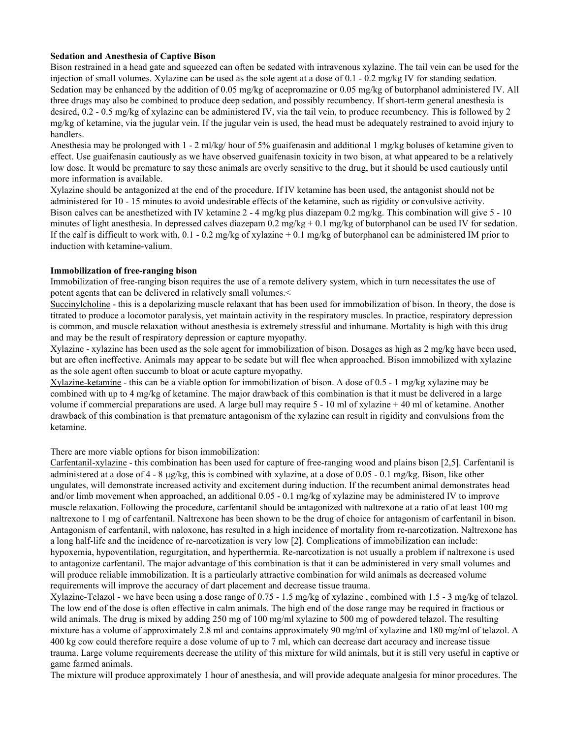**Sedation and Anesthesia of Captive Bison**

Bison restrained in a head gate and squeezed can often be sedated with intravenous xylazine. The tail vein can be used for the injection of small volumes. Xylazine can be used as the sole agent at a dose of 0.1 - 0.2 mg/kg IV for standing sedation. Sedation may be enhanced by the addition of 0.05 mg/kg of acepromazine or 0.05 mg/kg of butorphanol administered IV. All three drugs may also be combined to produce deep sedation, and possibly recumbency. If short-term general anesthesia is desired, 0.2 - 0.5 mg/kg of xylazine can be administered IV, via the tail vein, to produce recumbency. This is followed by 2 mg/kg of ketamine, via the jugular vein. If the jugular vein is used, the head must be adequately restrained to avoid injury to handlers.

Anesthesia may be prolonged with 1 - 2 ml/kg/ hour of 5% guaifenasin and additional 1 mg/kg boluses of ketamine given to effect. Use guaifenasin cautiously as we have observed guaifenasin toxicity in two bison, at what appeared to be a relatively low dose. It would be premature to say these animals are overly sensitive to the drug, but it should be used cautiously until more information is available.

Xylazine should be antagonized at the end of the procedure. If IV ketamine has been used, the antagonist should not be administered for 10 - 15 minutes to avoid undesirable effects of the ketamine, such as rigidity or convulsive activity.

Bison calves can be anesthetized with IV ketamine 2 - 4 mg/kg plus diazepam 0.2 mg/kg. This combination will give 5 - 10 minutes of light anesthesia. In depressed calves diazepam 0.2 mg/kg + 0.1 mg/kg of butorphanol can be used IV for sedation. If the calf is difficult to work with, 0.1 - 0.2 mg/kg of xylazine + 0.1 mg/kg of butorphanol can be administered IM prior to induction with ketamine-valium.

**Immobilization of free-ranging bison**

Immobilization of free-ranging bison requires the use of a remote delivery system, which in turn necessitates the use of potent agents that can be delivered in relatively small volumes.<

Succinylcholine - this is a depolarizing muscle relaxant that has been used for immobilization of bison. In theory, the dose is titrated to produce a locomotor paralysis, yet maintain activity in the respiratory muscles. In practice, respiratory depression is common, and muscle relaxation without anesthesia is extremely stressful and inhumane. Mortality is high with this drug and may be the result of respiratory depression or capture myopathy.

Xylazine - xylazine has been used as the sole agent for immobilization of bison. Dosages as high as 2 mg/kg have been used, but are often ineffective. Animals may appear to be sedate but will flee when approached. Bison immobilized with xylazine as the sole agent often succumb to bloat or acute capture myopathy.

Xylazine-ketamine - this can be a viable option for immobilization of bison. A dose of 0.5 - 1 mg/kg xylazine may be combined with up to 4 mg/kg of ketamine. The major drawback of this combination is that it must be delivered in a large volume if commercial preparations are used. A large bull may require 5 - 10 ml of xylazine + 40 ml of ketamine. Another drawback of this combination is that premature antagonism of the xylazine can result in rigidity and convulsions from the ketamine.

There are more viable options for bison immobilization:

Carfentanil-xylazine - this combination has been used for capture of free-ranging wood and plains bison [2,5]. Carfentanil is administered at a dose of 4 - 8 μg/kg, this is combined with xylazine, at a dose of 0.05 - 0.1 mg/kg. Bison, like other ungulates, will demonstrate increased activity and excitement during induction. If the recumbent animal demonstrates head and/or limb movement when approached, an additional 0.05 - 0.1 mg/kg of xylazine may be administered IV to improve muscle relaxation. Following the procedure, carfentanil should be antagonized with naltrexone at a ratio of at least 100 mg naltrexone to 1 mg of carfentanil. Naltrexone has been shown to be the drug of choice for antagonism of carfentanil in bison. Antagonism of carfentanil, with naloxone, has resulted in a high incidence of mortality from re-narcotization. Naltrexone has a long half-life and the incidence of re-narcotization is very low [2]. Complications of immobilization can include: hypoxemia, hypoventilation, regurgitation, and hyperthermia. Re-narcotization is not usually a problem if naltrexone is used to antagonize carfentanil. The major advantage of this combination is that it can be administered in very small volumes and will produce reliable immobilization. It is a particularly attractive combination for wild animals as decreased volume requirements will improve the accuracy of dart placement and decrease tissue trauma.

Xylazine-Telazol - we have been using a dose range of 0.75 - 1.5 mg/kg of xylazine , combined with 1.5 - 3 mg/kg of telazol. The low end of the dose is often effective in calm animals. The high end of the dose range may be required in fractious or wild animals. The drug is mixed by adding 250 mg of 100 mg/ml xylazine to 500 mg of powdered telazol. The resulting mixture has a volume of approximately 2.8 ml and contains approximately 90 mg/ml of xylazine and 180 mg/ml of telazol. A 400 kg cow could therefore require a dose volume of up to 7 ml, which can decrease dart accuracy and increase tissue trauma. Large volume requirements decrease the utility of this mixture for wild animals, but it is still very useful in captive or game farmed animals.

The mixture will produce approximately 1 hour of anesthesia, and will provide adequate analgesia for minor procedures. The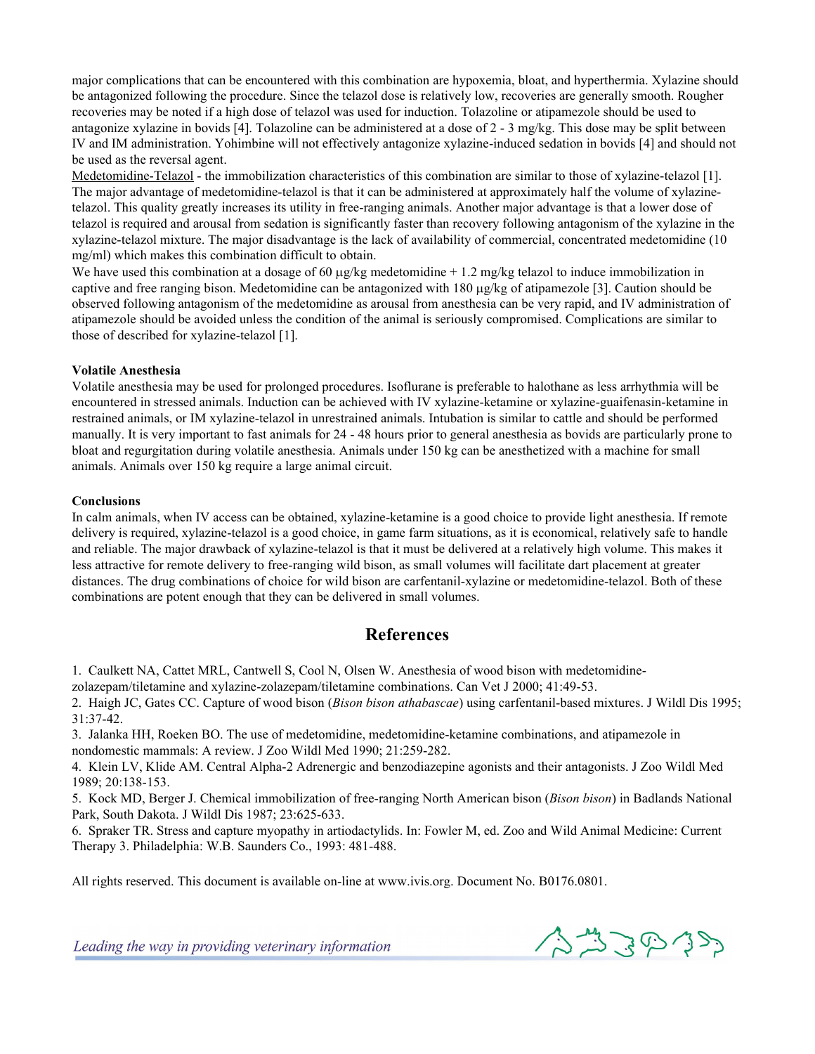major complications that can be encountered with this combination are hypoxemia, bloat, and hyperthermia. Xylazine should be antagonized following the procedure. Since the telazol dose is relatively low, recoveries are generally smooth. Rougher recoveries may be noted if a high dose of telazol was used for induction. Tolazoline or atipamezole should be used to antagonize xylazine in bovids [4]. Tolazoline can be administered at a dose of 2 - 3 mg/kg. This dose may be split between IV and IM administration. Yohimbine will not effectively antagonize xylazine-induced sedation in bovids [4] and should not be used as the reversal agent.

<u>Medetomidine-Telazol</u> - the immobilization characteristics of this combination are similar to those of xylazine-telazol [1]. The major advantage of medetomidine-telazol is that it can be administered at approximately half the volume of xylazine-telazol. This quality greatly increases its utility in free-ranging animals. Another major advantage is that a lower dose of telazol is required and arousal from sedation is significantly faster than recovery following antagonism of the xylazine in the xylazine-telazol mixture. The major disadvantage is the lack of availability of commercial, concentrated medetomidine (10 mg/ml) which makes this combination difficult to obtain.

We have used this combination at a dosage of 60 µg/kg medetomidine + 1.2 mg/kg telazol to induce immobilization in captive and free ranging bison. Medetomidine can be antagonized with 180 µg/kg of atipamezole [3]. Caution should be observed following antagonism of the medetomidine as arousal from anesthesia can be very rapid, and IV administration of atipamezole should be avoided unless the condition of the animal is seriously compromised. Complications are similar to those of described for xylazine-telazol [1].

**Volatile Anesthesia**

Volatile anesthesia may be used for prolonged procedures. Isoflurane is preferable to halothane as less arrhythmia will be encountered in stressed animals. Induction can be achieved with IV xylazine-ketamine or xylazine-guaifenasin-ketamine in restrained animals, or IM xylazine-telazol in unrestrained animals. Intubation is similar to cattle and should be performed manually. It is very important to fast animals for 24 - 48 hours prior to general anesthesia as bovids are particularly prone to bloat and regurgitation during volatile anesthesia. Animals under 150 kg can be anesthetized with a machine for small animals. Animals over 150 kg require a large animal circuit.

**Conclusions**

In calm animals, when IV access can be obtained, xylazine-ketamine is a good choice to provide light anesthesia. If remote delivery is required, xylazine-telazol is a good choice, in game farm situations, as it is economical, relatively safe to handle and reliable. The major drawback of xylazine-telazol is that it must be delivered at a relatively high volume. This makes it less attractive for remote delivery to free-ranging wild bison, as small volumes will facilitate dart placement at greater distances. The drug combinations of choice for wild bison are carfentanil-xylazine or medetomidine-telazol. Both of these combinations are potent enough that they can be delivered in small volumes.

## References

1. Caulkett NA, Cattet MRL, Cantwell S, Cool N, Olsen W. Anesthesia of wood bison with medetomidine-zolazepam/tiletamine and xylazine-zolazepam/tiletamine combinations. Can Vet J 2000; 41:49-53.
2. Haigh JC, Gates CC. Capture of wood bison (*Bison bison athabascae*) using carfentanil-based mixtures. J Wildl Dis 1995; 31:37-42.
3. Jalanka HH, Roeken BO. The use of medetomidine, medetomidine-ketamine combinations, and atipamezole in nondomestic mammals: A review. J Zoo Wildl Med 1990; 21:259-282.
4. Klein LV, Klide AM. Central Alpha-2 Adrenergic and benzodiazepine agonists and their antagonists. J Zoo Wildl Med 1989; 20:138-153.
5. Kock MD, Berger J. Chemical immobilization of free-ranging North American bison (*Bison bison*) in Badlands National Park, South Dakota. J Wildl Dis 1987; 23:625-633.
6. Spraker TR. Stress and capture myopathy in artiodactylids. In: Fowler M, ed. Zoo and Wild Animal Medicine: Current Therapy 3. Philadelphia: W.B. Saunders Co., 1993: 481-488.

All rights reserved. This document is available on-line at www.ivis.org. Document No. B0176.0801.